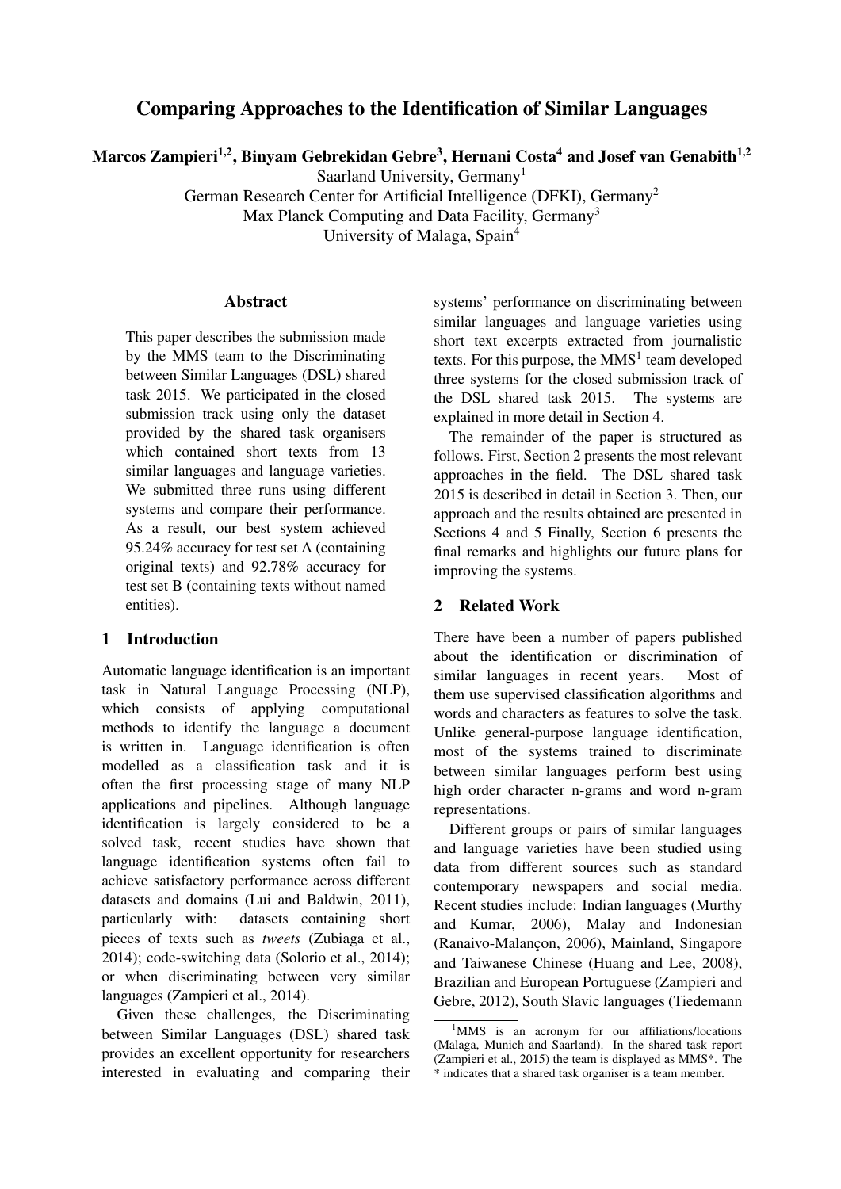# Comparing Approaches to the Identification of Similar Languages

**Marcos Zampieri[1,2], Binyam Gebrekidan Gebre[3], Hernani Costa[4] and Josef van Genabith[1,2]**

Saarland University, Germany[1]
German Research Center for Artificial Intelligence (DFKI), Germany[2]
Max Planck Computing and Data Facility, Germany[3]
University of Malaga, Spain[4]

## Abstract

This paper describes the submission made by the MMS team to the Discriminating between Similar Languages (DSL) shared task 2015. We participated in the closed submission track using only the dataset provided by the shared task organisers which contained short texts from 13 similar languages and language varieties. We submitted three runs using different systems and compare their performance. As a result, our best system achieved 95.24% accuracy for test set A (containing original texts) and 92.78% accuracy for test set B (containing texts without named entities).

## 1 Introduction

Automatic language identification is an important task in Natural Language Processing (NLP), which consists of applying computational methods to identify the language a document is written in. Language identification is often modelled as a classification task and it is often the first processing stage of many NLP applications and pipelines. Although language identification is largely considered to be a solved task, recent studies have shown that language identification systems often fail to achieve satisfactory performance across different datasets and domains (Lui and Baldwin, 2011), particularly with: datasets containing short pieces of texts such as *tweets* (Zubiaga et al., 2014); code-switching data (Solorio et al., 2014); or when discriminating between very similar languages (Zampieri et al., 2014).

Given these challenges, the Discriminating between Similar Languages (DSL) shared task provides an excellent opportunity for researchers interested in evaluating and comparing their systems' performance on discriminating between similar languages and language varieties using short text excerpts extracted from journalistic texts. For this purpose, the MMS[1] team developed three systems for the closed submission track of the DSL shared task 2015. The systems are explained in more detail in Section 4.

The remainder of the paper is structured as follows. First, Section 2 presents the most relevant approaches in the field. The DSL shared task 2015 is described in detail in Section 3. Then, our approach and the results obtained are presented in Sections 4 and 5 Finally, Section 6 presents the final remarks and highlights our future plans for improving the systems.

## 2 Related Work

There have been a number of papers published about the identification or discrimination of similar languages in recent years. Most of them use supervised classification algorithms and words and characters as features to solve the task. Unlike general-purpose language identification, most of the systems trained to discriminate between similar languages perform best using high order character n-grams and word n-gram representations.

Different groups or pairs of similar languages and language varieties have been studied using data from different sources such as standard contemporary newspapers and social media. Recent studies include: Indian languages (Murthy and Kumar, 2006), Malay and Indonesian (Ranaivo-Malançon, 2006), Mainland, Singapore and Taiwanese Chinese (Huang and Lee, 2008), Brazilian and European Portuguese (Zampieri and Gebre, 2012), South Slavic languages (Tiedemann

[1] MMS is an acronym for our affiliations/locations (Malaga, Munich and Saarland). In the shared task report (Zampieri et al., 2015) the team is displayed as MMS*. The * indicates that a shared task organiser is a team member.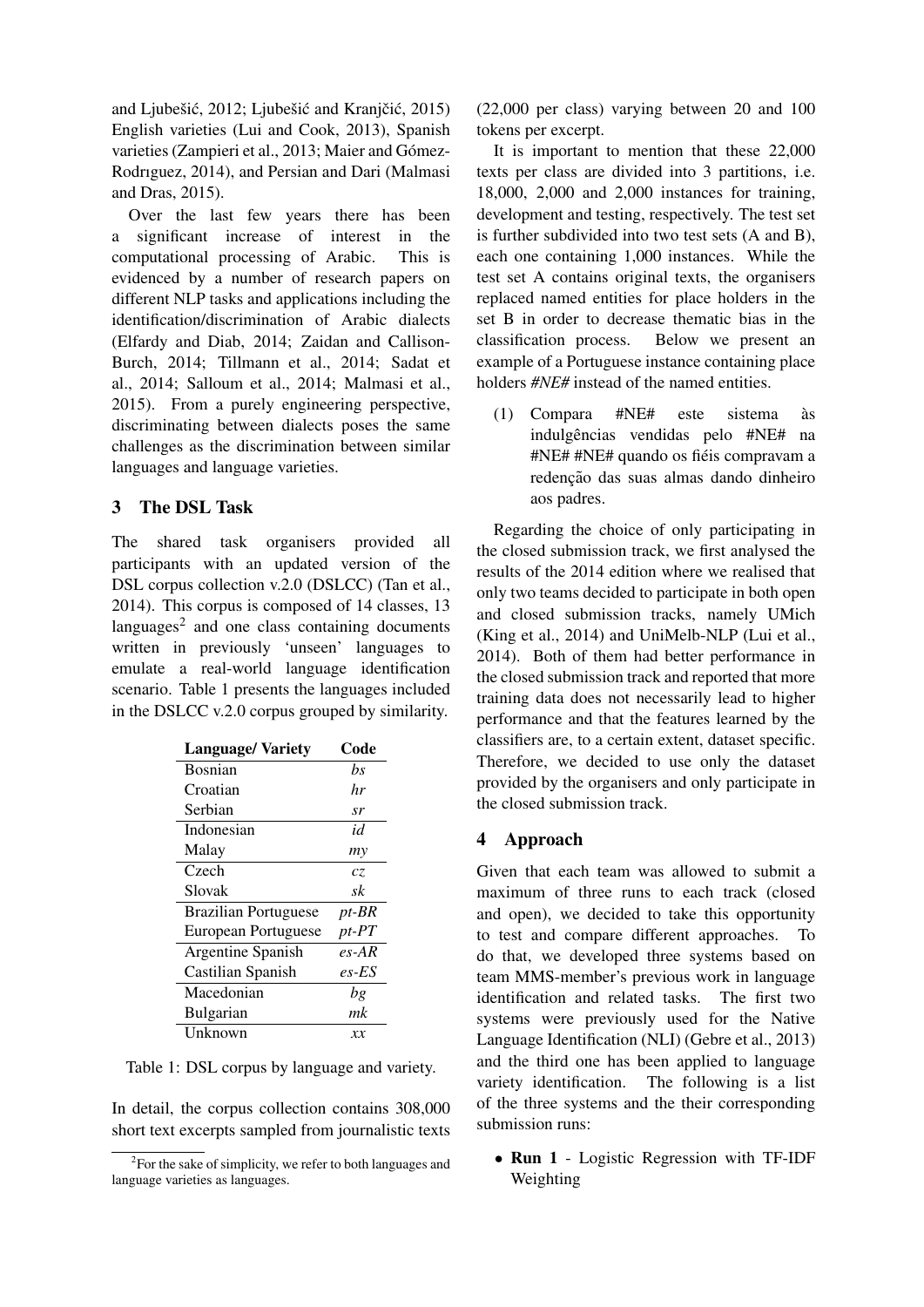and Ljubešić, 2012; Ljubešić and Kranjčić, 2015) English varieties (Lui and Cook, 2013), Spanish varieties (Zampieri et al., 2013; Maier and Gómez-Rodrıguez, 2014), and Persian and Dari (Malmasi and Dras, 2015).

Over the last few years there has been a significant increase of interest in the computational processing of Arabic. This is evidenced by a number of research papers on different NLP tasks and applications including the identification/discrimination of Arabic dialects (Elfardy and Diab, 2014; Zaidan and Callison-Burch, 2014; Tillmann et al., 2014; Sadat et al., 2014; Salloum et al., 2014; Malmasi et al., 2015). From a purely engineering perspective, discriminating between dialects poses the same challenges as the discrimination between similar languages and language varieties.

## 3 The DSL Task

The shared task organisers provided all participants with an updated version of the DSL corpus collection v.2.0 (DSLCC) (Tan et al., 2014). This corpus is composed of 14 classes, 13 languages[2] and one class containing documents written in previously 'unseen' languages to emulate a real-world language identification scenario. Table 1 presents the languages included in the DSLCC v.2.0 corpus grouped by similarity.

| Language/ Variety | Code |
|---|---|
| Bosnian | *bs* |
| Croatian | *hr* |
| Serbian | *sr* |
| Indonesian | *id* |
| Malay | *my* |
| Czech | *cz* |
| Slovak | *sk* |
| Brazilian Portuguese | *pt-BR* |
| European Portuguese | *pt-PT* |
| Argentine Spanish | *es-AR* |
| Castilian Spanish | *es-ES* |
| Macedonian | *bg* |
| Bulgarian | *mk* |
| Unknown | *xx* |

Table 1: DSL corpus by language and variety.

In detail, the corpus collection contains 308,000 short text excerpts sampled from journalistic texts (22,000 per class) varying between 20 and 100 tokens per excerpt.

It is important to mention that these 22,000 texts per class are divided into 3 partitions, i.e. 18,000, 2,000 and 2,000 instances for training, development and testing, respectively. The test set is further subdivided into two test sets (A and B), each one containing 1,000 instances. While the test set A contains original texts, the organisers replaced named entities for place holders in the set B in order to decrease thematic bias in the classification process. Below we present an example of a Portuguese instance containing place holders *#NE#* instead of the named entities.

(1) Compara #NE# este sistema às indulgências vendidas pelo #NE# na #NE# #NE# quando os fiéis compravam a redenção das suas almas dando dinheiro aos padres.

Regarding the choice of only participating in the closed submission track, we first analysed the results of the 2014 edition where we realised that only two teams decided to participate in both open and closed submission tracks, namely UMich (King et al., 2014) and UniMelb-NLP (Lui et al., 2014). Both of them had better performance in the closed submission track and reported that more training data does not necessarily lead to higher performance and that the features learned by the classifiers are, to a certain extent, dataset specific. Therefore, we decided to use only the dataset provided by the organisers and only participate in the closed submission track.

## 4 Approach

Given that each team was allowed to submit a maximum of three runs to each track (closed and open), we decided to take this opportunity to test and compare different approaches. To do that, we developed three systems based on team MMS-member's previous work in language identification and related tasks. The first two systems were previously used for the Native Language Identification (NLI) (Gebre et al., 2013) and the third one has been applied to language variety identification. The following is a list of the three systems and the their corresponding submission runs:

- **Run 1** - Logistic Regression with TF-IDF Weighting

[2]For the sake of simplicity, we refer to both languages and language varieties as languages.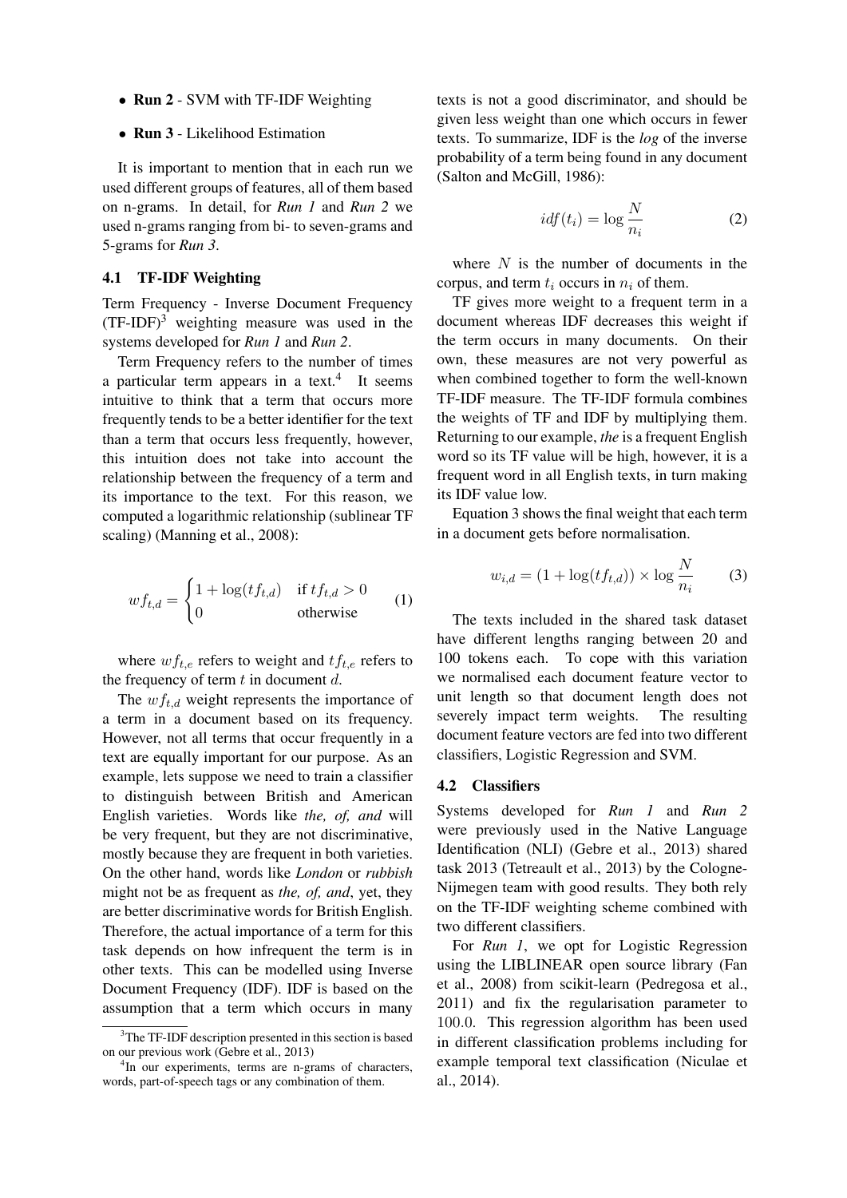- **Run 2** - SVM with TF-IDF Weighting
- **Run 3** - Likelihood Estimation

It is important to mention that in each run we used different groups of features, all of them based on n-grams. In detail, for *Run 1* and *Run 2* we used n-grams ranging from bi- to seven-grams and 5-grams for *Run 3*.

### 4.1 TF-IDF Weighting

Term Frequency - Inverse Document Frequency (TF-IDF)[3] weighting measure was used in the systems developed for *Run 1* and *Run 2*.

Term Frequency refers to the number of times a particular term appears in a text.[4] It seems intuitive to think that a term that occurs more frequently tends to be a better identifier for the text than a term that occurs less frequently, however, this intuition does not take into account the relationship between the frequency of a term and its importance to the text. For this reason, we computed a logarithmic relationship (sublinear TF scaling) (Manning et al., 2008):

$$wf_{t,d} = \begin{cases} 1 + \log(tf_{t,d}) & \text{if } tf_{t,d} > 0 \\ 0 & \text{otherwise} \end{cases} \quad (1)$$

where $wf_{t,e}$ refers to weight and $tf_{t,e}$ refers to the frequency of term $t$ in document $d$.

The $wf_{t,d}$ weight represents the importance of a term in a document based on its frequency. However, not all terms that occur frequently in a text are equally important for our purpose. As an example, lets suppose we need to train a classifier to distinguish between British and American English varieties. Words like *the, of, and* will be very frequent, but they are not discriminative, mostly because they are frequent in both varieties. On the other hand, words like *London* or *rubbish* might not be as frequent as *the, of, and*, yet, they are better discriminative words for British English. Therefore, the actual importance of a term for this task depends on how infrequent the term is in other texts. This can be modelled using Inverse Document Frequency (IDF). IDF is based on the assumption that a term which occurs in many texts is not a good discriminator, and should be given less weight than one which occurs in fewer texts. To summarize, IDF is the *log* of the inverse probability of a term being found in any document (Salton and McGill, 1986):

$$idf(t_i) = \log \frac{N}{n_i} \quad (2)$$

where $N$ is the number of documents in the corpus, and term $t_i$ occurs in $n_i$ of them.

TF gives more weight to a frequent term in a document whereas IDF decreases this weight if the term occurs in many documents. On their own, these measures are not very powerful as when combined together to form the well-known TF-IDF measure. The TF-IDF formula combines the weights of TF and IDF by multiplying them. Returning to our example, *the* is a frequent English word so its TF value will be high, however, it is a frequent word in all English texts, in turn making its IDF value low.

Equation 3 shows the final weight that each term in a document gets before normalisation.

$$w_{i,d} = (1 + \log(tf_{t,d})) \times \log \frac{N}{n_i} \quad (3)$$

The texts included in the shared task dataset have different lengths ranging between 20 and 100 tokens each. To cope with this variation we normalised each document feature vector to unit length so that document length does not severely impact term weights. The resulting document feature vectors are fed into two different classifiers, Logistic Regression and SVM.

### 4.2 Classifiers

Systems developed for *Run 1* and *Run 2* were previously used in the Native Language Identification (NLI) (Gebre et al., 2013) shared task 2013 (Tetreault et al., 2013) by the Cologne-Nijmegen team with good results. They both rely on the TF-IDF weighting scheme combined with two different classifiers.

For *Run 1*, we opt for Logistic Regression using the LIBLINEAR open source library (Fan et al., 2008) from scikit-learn (Pedregosa et al., 2011) and fix the regularisation parameter to 100.0. This regression algorithm has been used in different classification problems including for example temporal text classification (Niculae et al., 2014).

[3] The TF-IDF description presented in this section is based on our previous work (Gebre et al., 2013)

[4] In our experiments, terms are n-grams of characters, words, part-of-speech tags or any combination of them.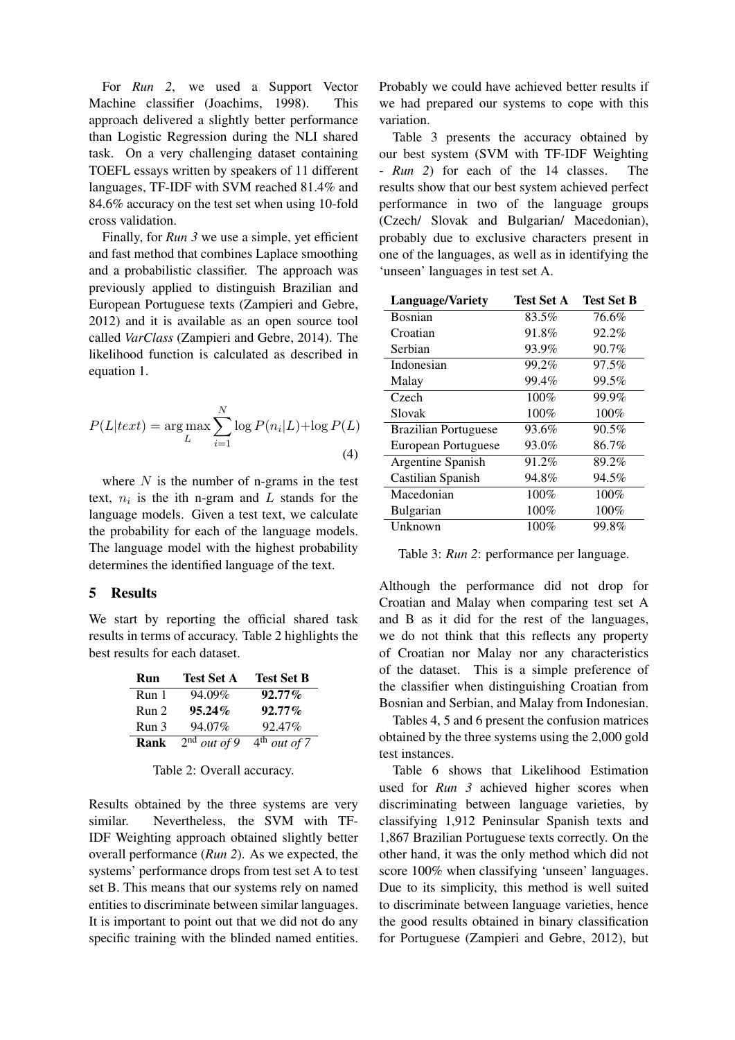For *Run 2*, we used a Support Vector Machine classifier (Joachims, 1998). This approach delivered a slightly better performance than Logistic Regression during the NLI shared task. On a very challenging dataset containing TOEFL essays written by speakers of 11 different languages, TF-IDF with SVM reached 81.4% and 84.6% accuracy on the test set when using 10-fold cross validation.

Finally, for *Run 3* we use a simple, yet efficient and fast method that combines Laplace smoothing and a probabilistic classifier. The approach was previously applied to distinguish Brazilian and European Portuguese texts (Zampieri and Gebre, 2012) and it is available as an open source tool called *VarClass* (Zampieri and Gebre, 2014). The likelihood function is calculated as described in equation 1.

$$P(L|text) = \arg\max_{L} \sum_{i=1}^{N} \log P(n_i|L) + \log P(L) \quad (4)$$

where $N$ is the number of n-grams in the test text, $n_i$ is the ith n-gram and $L$ stands for the language models. Given a test text, we calculate the probability for each of the language models. The language model with the highest probability determines the identified language of the text.

## 5 Results

We start by reporting the official shared task results in terms of accuracy. Table 2 highlights the best results for each dataset.

| Run | Test Set A | Test Set B |
|---|---|---|
| Run 1 | 94.09% | **92.77%** |
| Run 2 | **95.24%** | **92.77%** |
| Run 3 | 94.07% | 92.47% |
| **Rank** | 2nd *out of 9* | 4th *out of 7* |

Table 2: Overall accuracy.

Results obtained by the three systems are very similar. Nevertheless, the SVM with TF-IDF Weighting approach obtained slightly better overall performance (*Run 2*). As we expected, the systems' performance drops from test set A to test set B. This means that our systems rely on named entities to discriminate between similar languages. It is important to point out that we did not do any specific training with the blinded named entities. Probably we could have achieved better results if we had prepared our systems to cope with this variation.

Table 3 presents the accuracy obtained by our best system (SVM with TF-IDF Weighting - *Run 2*) for each of the 14 classes. The results show that our best system achieved perfect performance in two of the language groups (Czech/ Slovak and Bulgarian/ Macedonian), probably due to exclusive characters present in one of the languages, as well as in identifying the 'unseen' languages in test set A.

| Language/Variety | Test Set A | Test Set B |
|---|---|---|
| Bosnian | 83.5% | 76.6% |
| Croatian | 91.8% | 92.2% |
| Serbian | 93.9% | 90.7% |
| Indonesian | 99.2% | 97.5% |
| Malay | 99.4% | 99.5% |
| Czech | 100% | 99.9% |
| Slovak | 100% | 100% |
| Brazilian Portuguese | 93.6% | 90.5% |
| European Portuguese | 93.0% | 86.7% |
| Argentine Spanish | 91.2% | 89.2% |
| Castilian Spanish | 94.8% | 94.5% |
| Macedonian | 100% | 100% |
| Bulgarian | 100% | 100% |
| Unknown | 100% | 99.8% |

Table 3: *Run 2*: performance per language.

Although the performance did not drop for Croatian and Malay when comparing test set A and B as it did for the rest of the languages, we do not think that this reflects any property of Croatian nor Malay nor any characteristics of the dataset. This is a simple preference of the classifier when distinguishing Croatian from Bosnian and Serbian, and Malay from Indonesian.

Tables 4, 5 and 6 present the confusion matrices obtained by the three systems using the 2,000 gold test instances.

Table 6 shows that Likelihood Estimation used for *Run 3* achieved higher scores when discriminating between language varieties, by classifying 1,912 Peninsular Spanish texts and 1,867 Brazilian Portuguese texts correctly. On the other hand, it was the only method which did not score 100% when classifying 'unseen' languages. Due to its simplicity, this method is well suited to discriminate between language varieties, hence the good results obtained in binary classification for Portuguese (Zampieri and Gebre, 2012), but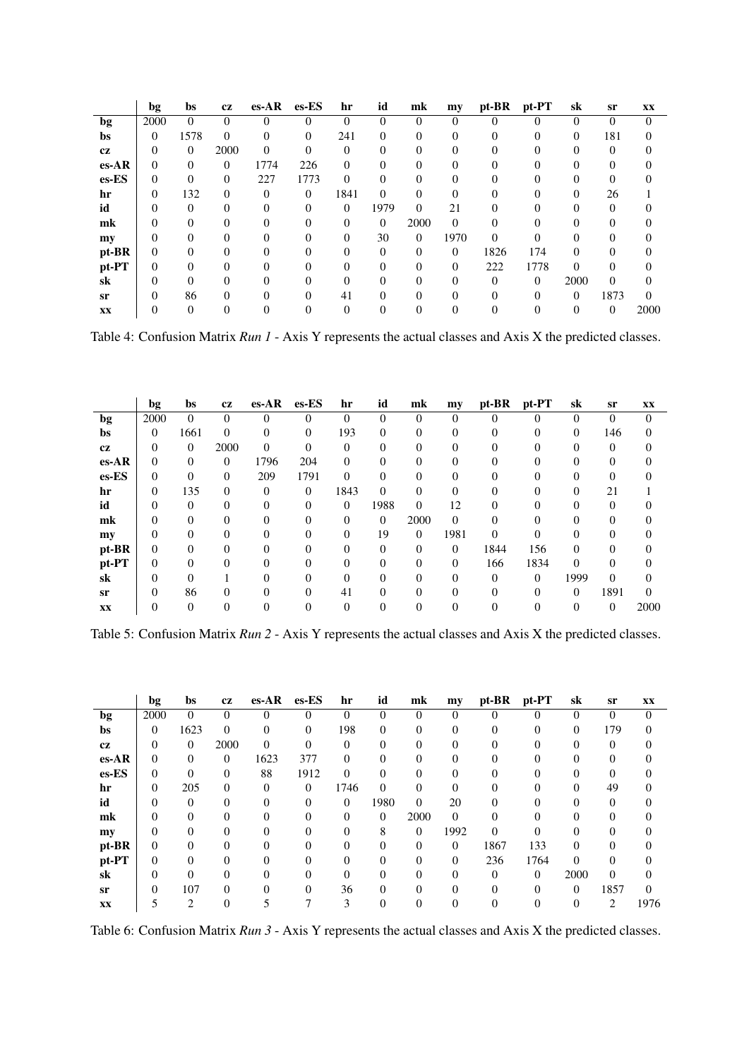| | bg | bs | cz | es-AR | es-ES | hr | id | mk | my | pt-BR | pt-PT | sk | sr | xx |
|---|---|---|---|---|---|---|---|---|---|---|---|---|---|---|
| **bg** | 2000 | 0 | 0 | 0 | 0 | 0 | 0 | 0 | 0 | 0 | 0 | 0 | 0 | 0 |
| **bs** | 0 | 1578 | 0 | 0 | 0 | 241 | 0 | 0 | 0 | 0 | 0 | 0 | 181 | 0 |
| **cz** | 0 | 0 | 2000 | 0 | 0 | 0 | 0 | 0 | 0 | 0 | 0 | 0 | 0 | 0 |
| **es-AR** | 0 | 0 | 0 | 1774 | 226 | 0 | 0 | 0 | 0 | 0 | 0 | 0 | 0 | 0 |
| **es-ES** | 0 | 0 | 0 | 227 | 1773 | 0 | 0 | 0 | 0 | 0 | 0 | 0 | 0 | 0 |
| **hr** | 0 | 132 | 0 | 0 | 0 | 1841 | 0 | 0 | 0 | 0 | 0 | 0 | 26 | 1 |
| **id** | 0 | 0 | 0 | 0 | 0 | 0 | 1979 | 0 | 21 | 0 | 0 | 0 | 0 | 0 |
| **mk** | 0 | 0 | 0 | 0 | 0 | 0 | 0 | 2000 | 0 | 0 | 0 | 0 | 0 | 0 |
| **my** | 0 | 0 | 0 | 0 | 0 | 0 | 30 | 0 | 1970 | 0 | 0 | 0 | 0 | 0 |
| **pt-BR** | 0 | 0 | 0 | 0 | 0 | 0 | 0 | 0 | 0 | 1826 | 174 | 0 | 0 | 0 |
| **pt-PT** | 0 | 0 | 0 | 0 | 0 | 0 | 0 | 0 | 0 | 222 | 1778 | 0 | 0 | 0 |
| **sk** | 0 | 0 | 0 | 0 | 0 | 0 | 0 | 0 | 0 | 0 | 0 | 2000 | 0 | 0 |
| **sr** | 0 | 86 | 0 | 0 | 0 | 41 | 0 | 0 | 0 | 0 | 0 | 0 | 1873 | 0 |
| **xx** | 0 | 0 | 0 | 0 | 0 | 0 | 0 | 0 | 0 | 0 | 0 | 0 | 0 | 2000 |

Table 4: Confusion Matrix *Run 1* - Axis Y represents the actual classes and Axis X the predicted classes.

| | bg | bs | cz | es-AR | es-ES | hr | id | mk | my | pt-BR | pt-PT | sk | sr | xx |
|---|---|---|---|---|---|---|---|---|---|---|---|---|---|---|
| **bg** | 2000 | 0 | 0 | 0 | 0 | 0 | 0 | 0 | 0 | 0 | 0 | 0 | 0 | 0 |
| **bs** | 0 | 1661 | 0 | 0 | 0 | 193 | 0 | 0 | 0 | 0 | 0 | 0 | 146 | 0 |
| **cz** | 0 | 0 | 2000 | 0 | 0 | 0 | 0 | 0 | 0 | 0 | 0 | 0 | 0 | 0 |
| **es-AR** | 0 | 0 | 0 | 1796 | 204 | 0 | 0 | 0 | 0 | 0 | 0 | 0 | 0 | 0 |
| **es-ES** | 0 | 0 | 0 | 209 | 1791 | 0 | 0 | 0 | 0 | 0 | 0 | 0 | 0 | 0 |
| **hr** | 0 | 135 | 0 | 0 | 0 | 1843 | 0 | 0 | 0 | 0 | 0 | 0 | 21 | 1 |
| **id** | 0 | 0 | 0 | 0 | 0 | 0 | 1988 | 0 | 12 | 0 | 0 | 0 | 0 | 0 |
| **mk** | 0 | 0 | 0 | 0 | 0 | 0 | 0 | 2000 | 0 | 0 | 0 | 0 | 0 | 0 |
| **my** | 0 | 0 | 0 | 0 | 0 | 0 | 19 | 0 | 1981 | 0 | 0 | 0 | 0 | 0 |
| **pt-BR** | 0 | 0 | 0 | 0 | 0 | 0 | 0 | 0 | 0 | 1844 | 156 | 0 | 0 | 0 |
| **pt-PT** | 0 | 0 | 0 | 0 | 0 | 0 | 0 | 0 | 0 | 166 | 1834 | 0 | 0 | 0 |
| **sk** | 0 | 0 | 1 | 0 | 0 | 0 | 0 | 0 | 0 | 0 | 0 | 1999 | 0 | 0 |
| **sr** | 0 | 86 | 0 | 0 | 0 | 41 | 0 | 0 | 0 | 0 | 0 | 0 | 1891 | 0 |
| **xx** | 0 | 0 | 0 | 0 | 0 | 0 | 0 | 0 | 0 | 0 | 0 | 0 | 0 | 2000 |

Table 5: Confusion Matrix *Run 2* - Axis Y represents the actual classes and Axis X the predicted classes.

| | bg | bs | cz | es-AR | es-ES | hr | id | mk | my | pt-BR | pt-PT | sk | sr | xx |
|---|---|---|---|---|---|---|---|---|---|---|---|---|---|---|
| **bg** | 2000 | 0 | 0 | 0 | 0 | 0 | 0 | 0 | 0 | 0 | 0 | 0 | 0 | 0 |
| **bs** | 0 | 1623 | 0 | 0 | 0 | 198 | 0 | 0 | 0 | 0 | 0 | 0 | 179 | 0 |
| **cz** | 0 | 0 | 2000 | 0 | 0 | 0 | 0 | 0 | 0 | 0 | 0 | 0 | 0 | 0 |
| **es-AR** | 0 | 0 | 0 | 1623 | 377 | 0 | 0 | 0 | 0 | 0 | 0 | 0 | 0 | 0 |
| **es-ES** | 0 | 0 | 0 | 88 | 1912 | 0 | 0 | 0 | 0 | 0 | 0 | 0 | 0 | 0 |
| **hr** | 0 | 205 | 0 | 0 | 0 | 1746 | 0 | 0 | 0 | 0 | 0 | 0 | 49 | 0 |
| **id** | 0 | 0 | 0 | 0 | 0 | 0 | 1980 | 0 | 20 | 0 | 0 | 0 | 0 | 0 |
| **mk** | 0 | 0 | 0 | 0 | 0 | 0 | 0 | 2000 | 0 | 0 | 0 | 0 | 0 | 0 |
| **my** | 0 | 0 | 0 | 0 | 0 | 0 | 8 | 0 | 1992 | 0 | 0 | 0 | 0 | 0 |
| **pt-BR** | 0 | 0 | 0 | 0 | 0 | 0 | 0 | 0 | 0 | 1867 | 133 | 0 | 0 | 0 |
| **pt-PT** | 0 | 0 | 0 | 0 | 0 | 0 | 0 | 0 | 0 | 236 | 1764 | 0 | 0 | 0 |
| **sk** | 0 | 0 | 0 | 0 | 0 | 0 | 0 | 0 | 0 | 0 | 0 | 2000 | 0 | 0 |
| **sr** | 0 | 107 | 0 | 0 | 0 | 36 | 0 | 0 | 0 | 0 | 0 | 0 | 1857 | 0 |
| **xx** | 5 | 2 | 0 | 5 | 7 | 3 | 0 | 0 | 0 | 0 | 0 | 0 | 2 | 1976 |

Table 6: Confusion Matrix *Run 3* - Axis Y represents the actual classes and Axis X the predicted classes.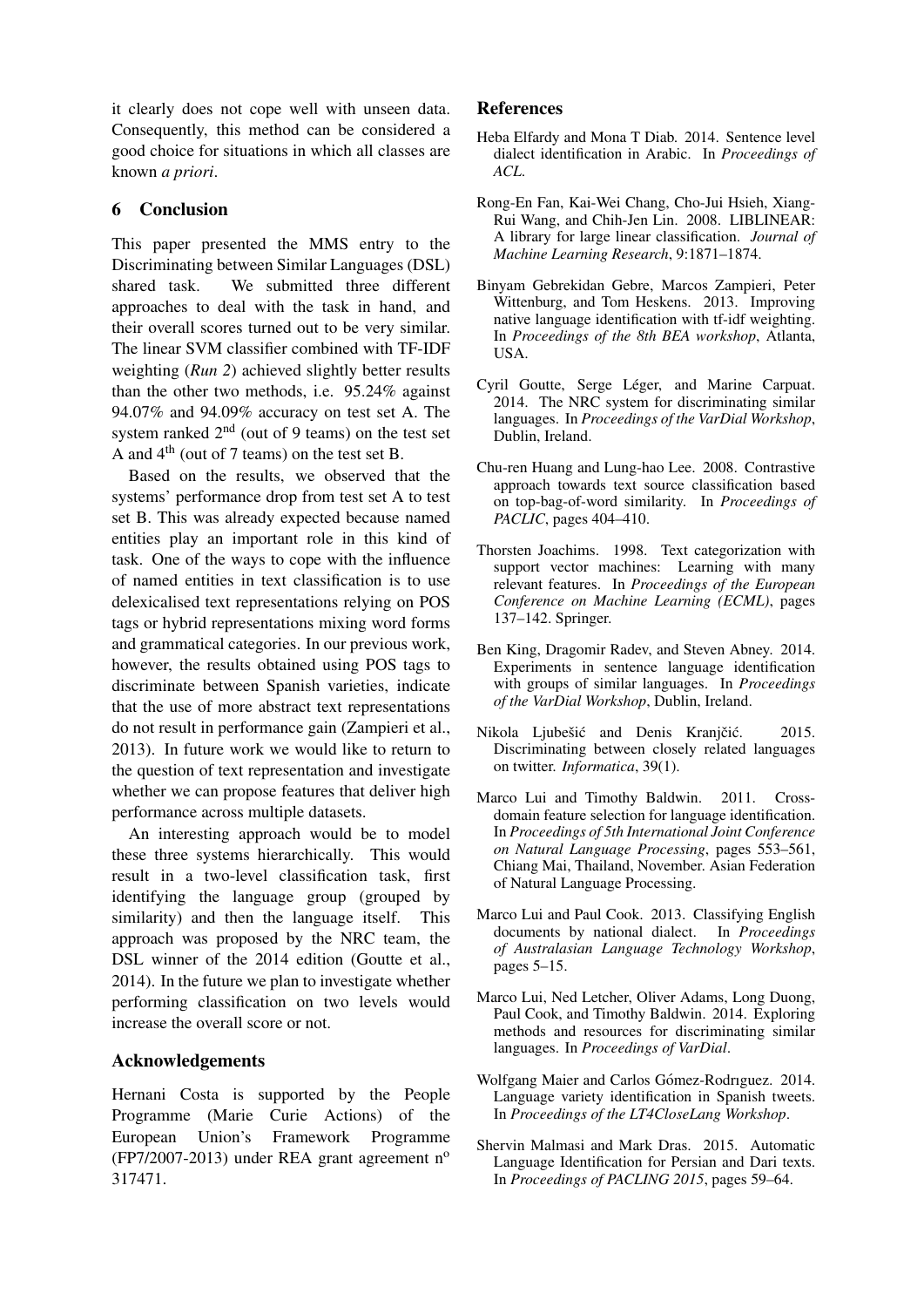it clearly does not cope well with unseen data. Consequently, this method can be considered a good choice for situations in which all classes are known *a priori*.

## 6 Conclusion

This paper presented the MMS entry to the Discriminating between Similar Languages (DSL) shared task. We submitted three different approaches to deal with the task in hand, and their overall scores turned out to be very similar. The linear SVM classifier combined with TF-IDF weighting (*Run 2*) achieved slightly better results than the other two methods, i.e. 95.24% against 94.07% and 94.09% accuracy on test set A. The system ranked 2nd (out of 9 teams) on the test set A and 4th (out of 7 teams) on the test set B.

Based on the results, we observed that the systems' performance drop from test set A to test set B. This was already expected because named entities play an important role in this kind of task. One of the ways to cope with the influence of named entities in text classification is to use delexicalised text representations relying on POS tags or hybrid representations mixing word forms and grammatical categories. In our previous work, however, the results obtained using POS tags to discriminate between Spanish varieties, indicate that the use of more abstract text representations do not result in performance gain (Zampieri et al., 2013). In future work we would like to return to the question of text representation and investigate whether we can propose features that deliver high performance across multiple datasets.

An interesting approach would be to model these three systems hierarchically. This would result in a two-level classification task, first identifying the language group (grouped by similarity) and then the language itself. This approach was proposed by the NRC team, the DSL winner of the 2014 edition (Goutte et al., 2014). In the future we plan to investigate whether performing classification on two levels would increase the overall score or not.

## Acknowledgements

Hernani Costa is supported by the People Programme (Marie Curie Actions) of the European Union's Framework Programme (FP7/2007-2013) under REA grant agreement nº 317471.

## References

Heba Elfardy and Mona T Diab. 2014. Sentence level dialect identification in Arabic. In *Proceedings of ACL*.

Rong-En Fan, Kai-Wei Chang, Cho-Jui Hsieh, Xiang-Rui Wang, and Chih-Jen Lin. 2008. LIBLINEAR: A library for large linear classification. *Journal of Machine Learning Research*, 9:1871–1874.

Binyam Gebrekidan Gebre, Marcos Zampieri, Peter Wittenburg, and Tom Heskens. 2013. Improving native language identification with tf-idf weighting. In *Proceedings of the 8th BEA workshop*, Atlanta, USA.

Cyril Goutte, Serge Léger, and Marine Carpuat. 2014. The NRC system for discriminating similar languages. In *Proceedings of the VarDial Workshop*, Dublin, Ireland.

Chu-ren Huang and Lung-hao Lee. 2008. Contrastive approach towards text source classification based on top-bag-of-word similarity. In *Proceedings of PACLIC*, pages 404–410.

Thorsten Joachims. 1998. Text categorization with support vector machines: Learning with many relevant features. In *Proceedings of the European Conference on Machine Learning (ECML)*, pages 137–142. Springer.

Ben King, Dragomir Radev, and Steven Abney. 2014. Experiments in sentence language identification with groups of similar languages. In *Proceedings of the VarDial Workshop*, Dublin, Ireland.

Nikola Ljubešić and Denis Kranjčić. 2015. Discriminating between closely related languages on twitter. *Informatica*, 39(1).

Marco Lui and Timothy Baldwin. 2011. Cross-domain feature selection for language identification. In *Proceedings of 5th International Joint Conference on Natural Language Processing*, pages 553–561, Chiang Mai, Thailand, November. Asian Federation of Natural Language Processing.

Marco Lui and Paul Cook. 2013. Classifying English documents by national dialect. In *Proceedings of Australasian Language Technology Workshop*, pages 5–15.

Marco Lui, Ned Letcher, Oliver Adams, Long Duong, Paul Cook, and Timothy Baldwin. 2014. Exploring methods and resources for discriminating similar languages. In *Proceedings of VarDial*.

Wolfgang Maier and Carlos Gómez-Rodrıguez. 2014. Language variety identification in Spanish tweets. In *Proceedings of the LT4CloseLang Workshop*.

Shervin Malmasi and Mark Dras. 2015. Automatic Language Identification for Persian and Dari texts. In *Proceedings of PACLING 2015*, pages 59–64.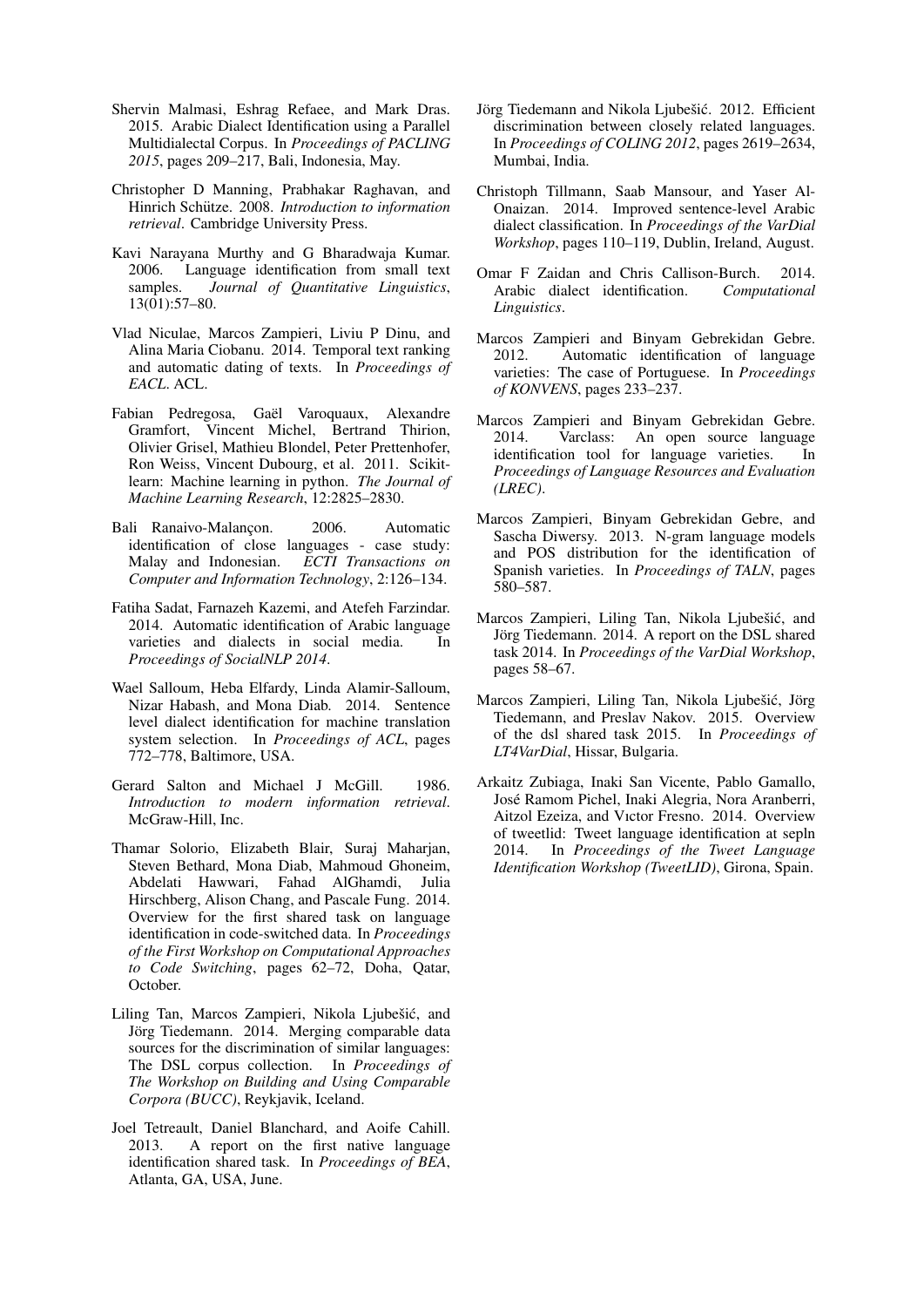Shervin Malmasi, Eshrag Refaee, and Mark Dras. 2015. Arabic Dialect Identification using a Parallel Multidialectal Corpus. In *Proceedings of PACLING 2015*, pages 209–217, Bali, Indonesia, May.

Christopher D Manning, Prabhakar Raghavan, and Hinrich Schütze. 2008. *Introduction to information retrieval*. Cambridge University Press.

Kavi Narayana Murthy and G Bharadwaja Kumar. 2006. Language identification from small text samples. *Journal of Quantitative Linguistics*, 13(01):57–80.

Vlad Niculae, Marcos Zampieri, Liviu P Dinu, and Alina Maria Ciobanu. 2014. Temporal text ranking and automatic dating of texts. In *Proceedings of EACL*. ACL.

Fabian Pedregosa, Gaël Varoquaux, Alexandre Gramfort, Vincent Michel, Bertrand Thirion, Olivier Grisel, Mathieu Blondel, Peter Prettenhofer, Ron Weiss, Vincent Dubourg, et al. 2011. Scikit-learn: Machine learning in python. *The Journal of Machine Learning Research*, 12:2825–2830.

Bali Ranaivo-Malançon. 2006. Automatic identification of close languages - case study: Malay and Indonesian. *ECTI Transactions on Computer and Information Technology*, 2:126–134.

Fatiha Sadat, Farnazeh Kazemi, and Atefeh Farzindar. 2014. Automatic identification of Arabic language varieties and dialects in social media. In *Proceedings of SocialNLP 2014*.

Wael Salloum, Heba Elfardy, Linda Alamir-Salloum, Nizar Habash, and Mona Diab. 2014. Sentence level dialect identification for machine translation system selection. In *Proceedings of ACL*, pages 772–778, Baltimore, USA.

Gerard Salton and Michael J McGill. 1986. *Introduction to modern information retrieval*. McGraw-Hill, Inc.

Thamar Solorio, Elizabeth Blair, Suraj Maharjan, Steven Bethard, Mona Diab, Mahmoud Ghoneim, Abdelati Hawwari, Fahad AlGhamdi, Julia Hirschberg, Alison Chang, and Pascale Fung. 2014. Overview for the first shared task on language identification in code-switched data. In *Proceedings of the First Workshop on Computational Approaches to Code Switching*, pages 62–72, Doha, Qatar, October.

Liling Tan, Marcos Zampieri, Nikola Ljubešić, and Jörg Tiedemann. 2014. Merging comparable data sources for the discrimination of similar languages: The DSL corpus collection. In *Proceedings of The Workshop on Building and Using Comparable Corpora (BUCC)*, Reykjavik, Iceland.

Joel Tetreault, Daniel Blanchard, and Aoife Cahill. 2013. A report on the first native language identification shared task. In *Proceedings of BEA*, Atlanta, GA, USA, June.

Jörg Tiedemann and Nikola Ljubešić. 2012. Efficient discrimination between closely related languages. In *Proceedings of COLING 2012*, pages 2619–2634, Mumbai, India.

Christoph Tillmann, Saab Mansour, and Yaser Al-Onaizan. 2014. Improved sentence-level Arabic dialect classification. In *Proceedings of the VarDial Workshop*, pages 110–119, Dublin, Ireland, August.

Omar F Zaidan and Chris Callison-Burch. 2014. Arabic dialect identification. *Computational Linguistics*.

Marcos Zampieri and Binyam Gebrekidan Gebre. 2012. Automatic identification of language varieties: The case of Portuguese. In *Proceedings of KONVENS*, pages 233–237.

Marcos Zampieri and Binyam Gebrekidan Gebre. 2014. Varclass: An open source language identification tool for language varieties. In *Proceedings of Language Resources and Evaluation (LREC)*.

Marcos Zampieri, Binyam Gebrekidan Gebre, and Sascha Diwersy. 2013. N-gram language models and POS distribution for the identification of Spanish varieties. In *Proceedings of TALN*, pages 580–587.

Marcos Zampieri, Liling Tan, Nikola Ljubešić, and Jörg Tiedemann. 2014. A report on the DSL shared task 2014. In *Proceedings of the VarDial Workshop*, pages 58–67.

Marcos Zampieri, Liling Tan, Nikola Ljubešić, Jörg Tiedemann, and Preslav Nakov. 2015. Overview of the dsl shared task 2015. In *Proceedings of LT4VarDial*, Hissar, Bulgaria.

Arkaitz Zubiaga, Inaki San Vicente, Pablo Gamallo, José Ramom Pichel, Inaki Alegria, Nora Aranberri, Aitzol Ezeiza, and Vıctor Fresno. 2014. Overview of tweetlid: Tweet language identification at sepln 2014. In *Proceedings of the Tweet Language Identification Workshop (TweetLID)*, Girona, Spain.